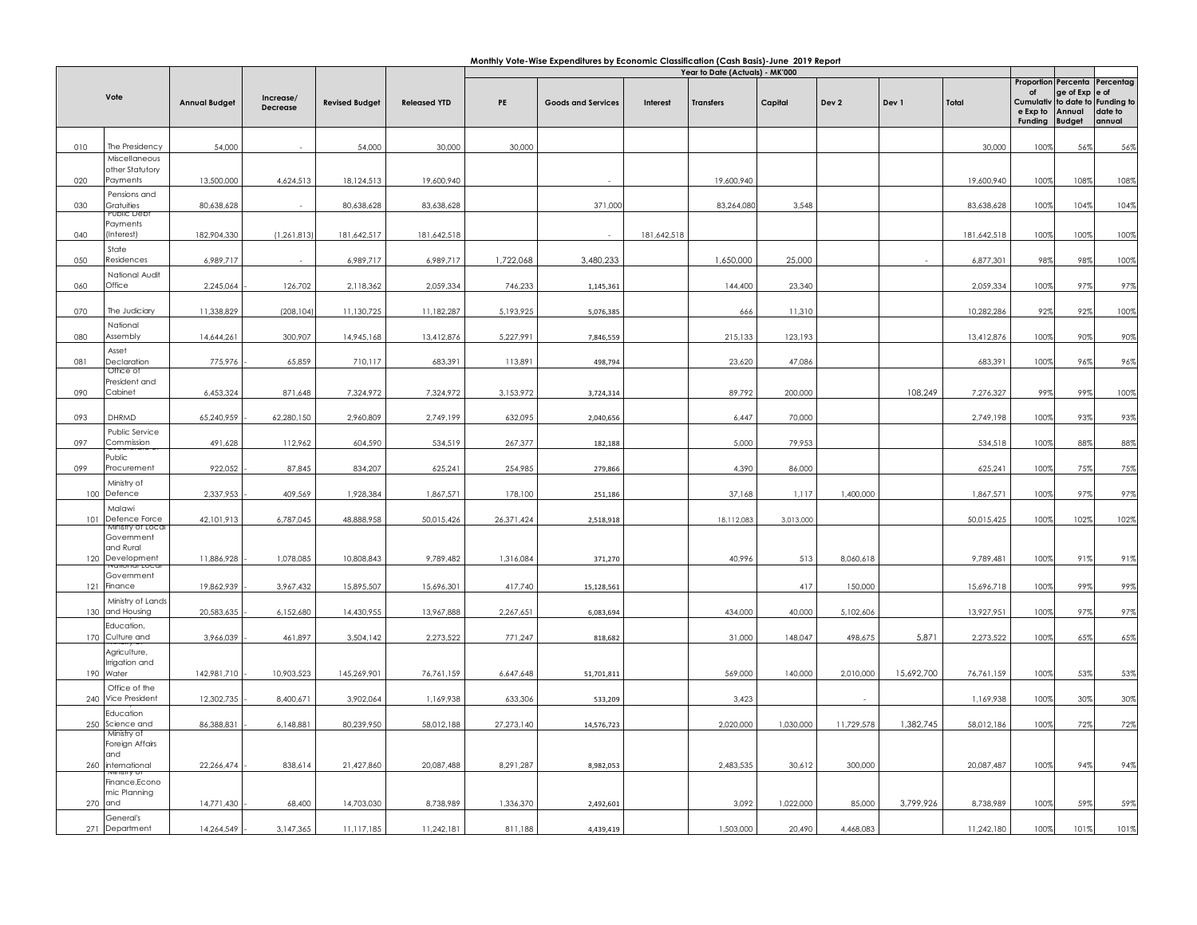**Monthly Vote-Wise Expenditures by Economic Classification (Cash Basis)-June 2019 Report**

| Vote | | Annual Budget | Increase/ Decrease | Revised Budget | Released YTD | Year to Date (Actuals) - MK'000 | | | | | | | | Proportion of Cumulative Exp to Funding | Percentage of Exp to date to Annual Budget | Percentage of Funding to date to annual |
|---|---|---|---|---|---|---|---|---|---|---|---|---|---|---|---|---|
| | | | | | | PE | Goods and Services | Interest | Transfers | Capital | Dev 2 | Dev 1 | Total | | | |
| 010 | The Presidency | 54,000 | - | 54,000 | 30,000 | 30,000 | | | | | | | 30,000 | 100% | 56% | 56% |
| 020 | Miscellaneous other Statutory Payments | 13,500,000 | 4,624,513 | 18,124,513 | 19,600,940 | | - | | 19,600,940 | | | | 19,600,940 | 100% | 108% | 108% |
| 030 | Pensions and Gratuities | 80,638,628 | - | 80,638,628 | 83,638,628 | | 371,000 | | 83,264,080 | 3,548 | | | 83,638,628 | 100% | 104% | 104% |
| 040 | Public Debt Payments (Interest) | 182,904,330 | (1,261,813) | 181,642,517 | 181,642,518 | | - | 181,642,518 | | | | | 181,642,518 | 100% | 100% | 100% |
| 050 | State Residences | 6,989,717 | - | 6,989,717 | 6,989,717 | 1,722,068 | 3,480,233 | | 1,650,000 | 25,000 | | - | 6,877,301 | 98% | 98% | 100% |
| 060 | National Audit Office | 2,245,064 | - 126,702 | 2,118,362 | 2,059,334 | 746,233 | 1,145,361 | | 144,400 | 23,340 | | | 2,059,334 | 100% | 97% | 97% |
| 070 | The Judiciary | 11,338,829 | (208,104) | 11,130,725 | 11,182,287 | 5,193,925 | 5,076,385 | | 666 | 11,310 | | | 10,282,286 | 92% | 92% | 100% |
| 080 | National Assembly | 14,644,261 | 300,907 | 14,945,168 | 13,412,876 | 5,227,991 | 7,846,559 | | 215,133 | 123,193 | | | 13,412,876 | 100% | 90% | 90% |
| 081 | Asset Declaration | 775,976 | - 65,859 | 710,117 | 683,391 | 113,891 | 498,794 | | 23,620 | 47,086 | | | 683,391 | 100% | 96% | 96% |
| 090 | Office of President and Cabinet | 6,453,324 | 871,648 | 7,324,972 | 7,324,972 | 3,153,972 | 3,724,314 | | 89,792 | 200,000 | | 108,249 | 7,276,327 | 99% | 99% | 100% |
| 093 | DHRMD | 65,240,959 | - 62,280,150 | 2,960,809 | 2,749,199 | 632,095 | 2,040,656 | | 6,447 | 70,000 | | | 2,749,198 | 100% | 93% | 93% |
| 097 | Public Service Commission | 491,628 | 112,962 | 604,590 | 534,519 | 267,377 | 182,188 | | 5,000 | 79,953 | | | 534,518 | 100% | 88% | 88% |
| 099 | Directorate of Public Procurement | 922,052 | - 87,845 | 834,207 | 625,241 | 254,985 | 279,866 | | 4,390 | 86,000 | | | 625,241 | 100% | 75% | 75% |
| 100 | Ministry of Defence | 2,337,953 | - 409,569 | 1,928,384 | 1,867,571 | 178,100 | 251,186 | | 37,168 | 1,117 | 1,400,000 | | 1,867,571 | 100% | 97% | 97% |
| 101 | Malawi Defence Force | 42,101,913 | 6,787,045 | 48,888,958 | 50,015,426 | 26,371,424 | 2,518,918 | | 18,112,083 | 3,013,000 | | | 50,015,425 | 100% | 102% | 102% |
| 120 | Ministry of Local Government and Rural Development | 11,886,928 | - 1,078,085 | 10,808,843 | 9,789,482 | 1,316,084 | 371,270 | | 40,996 | 513 | 8,060,618 | | 9,789,481 | 100% | 91% | 91% |
| 121 | National Local Government Finance | 19,862,939 | - 3,967,432 | 15,895,507 | 15,696,301 | 417,740 | 15,128,561 | | | 417 | 150,000 | | 15,696,718 | 100% | 99% | 99% |
| 130 | Ministry of Lands and Housing | 20,583,635 | - 6,152,680 | 14,430,955 | 13,967,888 | 2,267,651 | 6,083,694 | | 434,000 | 40,000 | 5,102,606 | | 13,927,951 | 100% | 97% | 97% |
| 170 | Education, Culture and | 3,966,039 | - 461,897 | 3,504,142 | 2,273,522 | 771,247 | 818,682 | | 31,000 | 148,047 | 498,675 | 5,871 | 2,273,522 | 100% | 65% | 65% |
| 190 | Agriculture, Irrigation and Water | 142,981,710 | - 10,903,523 | 145,269,901 | 76,761,159 | 6,647,648 | 51,701,811 | | 569,000 | 140,000 | 2,010,000 | 15,692,700 | 76,761,159 | 100% | 53% | 53% |
| 240 | Office of the Vice President | 12,302,735 | - 8,400,671 | 3,902,064 | 1,169,938 | 633,306 | 533,209 | | 3,423 | | - | | 1,169,938 | 100% | 30% | 30% |
| 250 | Education Science and | 86,388,831 | - 6,148,881 | 80,239,950 | 58,012,188 | 27,273,140 | 14,576,723 | | 2,020,000 | 1,030,000 | 11,729,578 | 1,382,745 | 58,012,186 | 100% | 72% | 72% |
| 260 | Ministry of Foreign Affairs and International | 22,266,474 | - 838,614 | 21,427,860 | 20,087,488 | 8,291,287 | 8,982,053 | | 2,483,535 | 30,612 | 300,000 | | 20,087,487 | 100% | 94% | 94% |
| 270 | Ministry of Finance,Economic Planning and | 14,771,430 | - 68,400 | 14,703,030 | 8,738,989 | 1,336,370 | 2,492,601 | | 3,092 | 1,022,000 | 85,000 | 3,799,926 | 8,738,989 | 100% | 59% | 59% |
| 271 | General's Department | 14,264,549 | - 3,147,365 | 11,117,185 | 11,242,181 | 811,188 | 4,439,419 | | 1,503,000 | 20,490 | 4,468,083 | | 11,242,180 | 100% | 101% | 101% |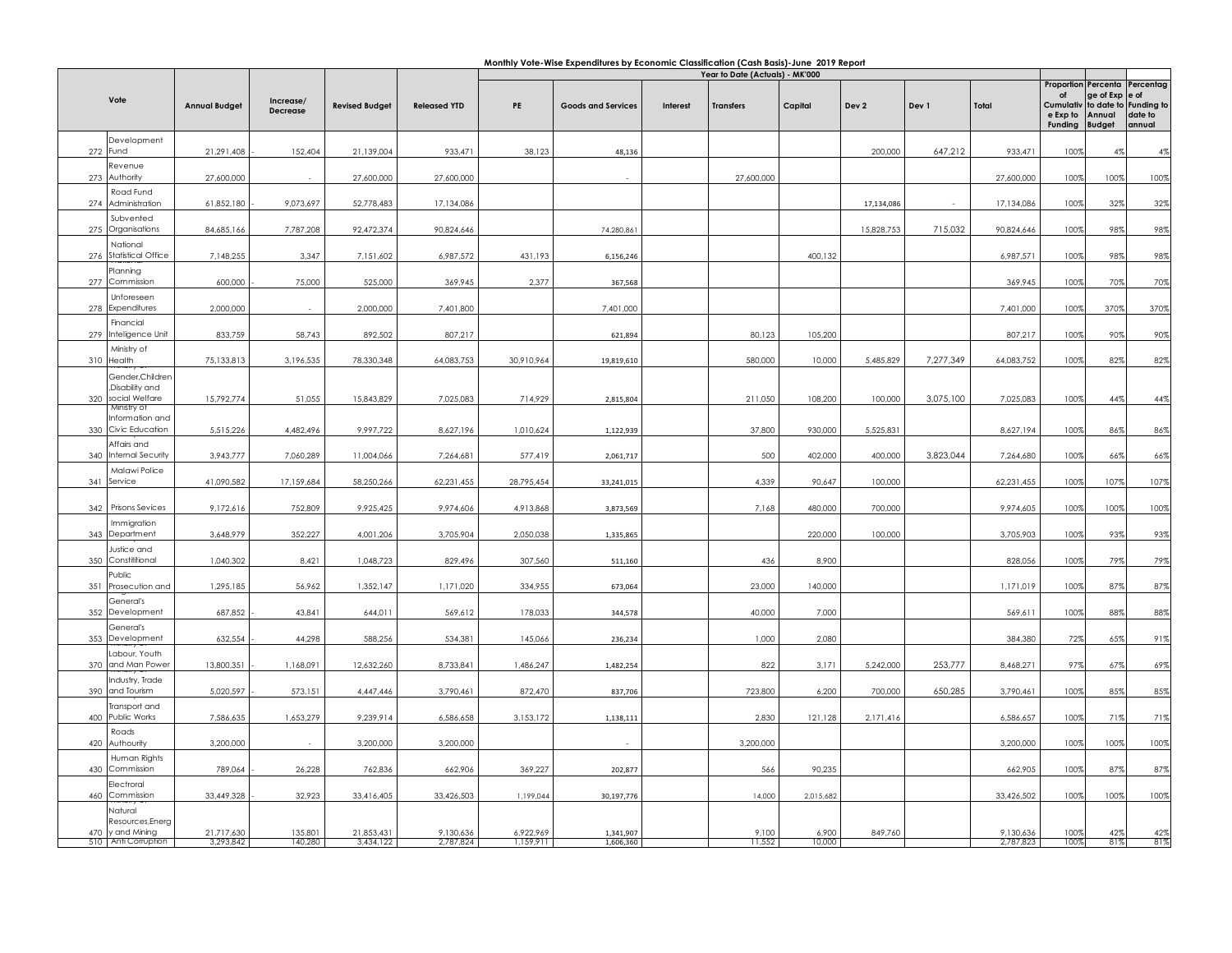**Monthly Vote-Wise Expenditures by Economic Classification (Cash Basis)-June 2019 Report**

| Vote | | Annual Budget | Increase/ Decrease | Revised Budget | Released YTD | Year to Date (Actuals) - MK'000 | | | | | | | | Proportion of Cumulative Exp to Funding | Percentage of Exp to date to Annual Budget | Percentage of Funding to date to annual |
|---|---|---|---|---|---|---|---|---|---|---|---|---|---|---|---|---|
| | | | | | | PE | Goods and Services | Interest | Transfers | Capital | Dev 2 | Dev 1 | Total | | | |
| 272 | Development Fund | 21,291,408 | - 152,404 | 21,139,004 | 933,471 | 38,123 | 48,136 | | | | 200,000 | 647,212 | 933,471 | 100% | 4% | 4% |
| 273 | Revenue Authority | 27,600,000 | - | 27,600,000 | 27,600,000 | | - | | 27,600,000 | | | | 27,600,000 | 100% | 100% | 100% |
| 274 | Road Fund Administration | 61,852,180 | - 9,073,697 | 52,778,483 | 17,134,086 | | | | | | 17,134,086 | - | 17,134,086 | 100% | 32% | 32% |
| 275 | Subvented Organisations | 84,685,166 | 7,787,208 | 92,472,374 | 90,824,646 | | 74,280,861 | | | | 15,828,753 | 715,032 | 90,824,646 | 100% | 98% | 98% |
| 276 | National Statistical Office | 7,148,255 | 3,347 | 7,151,602 | 6,987,572 | 431,193 | 6,156,246 | | | 400,132 | | | 6,987,571 | 100% | 98% | 98% |
| 277 | Planning Commission | 600,000 | - 75,000 | 525,000 | 369,945 | 2,377 | 367,568 | | | | | | 369,945 | 100% | 70% | 70% |
| 278 | Unforeseen Expenditures | 2,000,000 | - | 2,000,000 | 7,401,800 | | 7,401,000 | | | | | | 7,401,000 | 100% | 370% | 370% |
| 279 | Financial Inteligence Unit | 833,759 | 58,743 | 892,502 | 807,217 | | 621,894 | | 80,123 | 105,200 | | | 807,217 | 100% | 90% | 90% |
| 310 | Ministry of Health | 75,133,813 | 3,196,535 | 78,330,348 | 64,083,753 | 30,910,964 | 19,819,610 | | 580,000 | 10,000 | 5,485,829 | 7,277,349 | 64,083,752 | 100% | 82% | 82% |
| 320 | Gender,Children ,Disability and social Welfare | 15,792,774 | 51,055 | 15,843,829 | 7,025,083 | 714,929 | 2,815,804 | | 211,050 | 108,200 | 100,000 | 3,075,100 | 7,025,083 | 100% | 44% | 44% |
| 330 | Ministry of Information and Civic Education | 5,515,226 | 4,482,496 | 9,997,722 | 8,627,196 | 1,010,624 | 1,122,939 | | 37,800 | 930,000 | 5,525,831 | | 8,627,194 | 100% | 86% | 86% |
| 340 | Affairs and Internal Security | 3,943,777 | 7,060,289 | 11,004,066 | 7,264,681 | 577,419 | 2,061,717 | | 500 | 402,000 | 400,000 | 3,823,044 | 7,264,680 | 100% | 66% | 66% |
| 341 | Malawi Police Service | 41,090,582 | 17,159,684 | 58,250,266 | 62,231,455 | 28,795,454 | 33,241,015 | | 4,339 | 90,647 | 100,000 | | 62,231,455 | 100% | 107% | 107% |
| 342 | Prisons Sevices | 9,172,616 | 752,809 | 9,925,425 | 9,974,606 | 4,913,868 | 3,873,569 | | 7,168 | 480,000 | 700,000 | | 9,974,605 | 100% | 100% | 100% |
| 343 | Immigration Department | 3,648,979 | 352,227 | 4,001,206 | 3,705,904 | 2,050,038 | 1,335,865 | | | 220,000 | 100,000 | | 3,705,903 | 100% | 93% | 93% |
| 350 | Justice and Constititional | 1,040,302 | 8,421 | 1,048,723 | 829,496 | 307,560 | 511,160 | | 436 | 8,900 | | | 828,056 | 100% | 79% | 79% |
| 351 | Public Prosecution and | 1,295,185 | 56,962 | 1,352,147 | 1,171,020 | 334,955 | 673,064 | | 23,000 | 140,000 | | | 1,171,019 | 100% | 87% | 87% |
| 352 | General's Development | 687,852 | - 43,841 | 644,011 | 569,612 | 178,033 | 344,578 | | 40,000 | 7,000 | | | 569,611 | 100% | 88% | 88% |
| 353 | General's Development | 632,554 | - 44,298 | 588,256 | 534,381 | 145,066 | 236,234 | | 1,000 | 2,080 | | | 384,380 | 72% | 65% | 91% |
| 370 | Labour, Youth and Man Power | 13,800,351 | - 1,168,091 | 12,632,260 | 8,733,841 | 1,486,247 | 1,482,254 | | 822 | 3,171 | 5,242,000 | 253,777 | 8,468,271 | 97% | 67% | 69% |
| 390 | Industry, Trade and Tourism | 5,020,597 | - 573,151 | 4,447,446 | 3,790,461 | 872,470 | 837,706 | | 723,800 | 6,200 | 700,000 | 650,285 | 3,790,461 | 100% | 85% | 85% |
| 400 | Transport and Public Works | 7,586,635 | 1,653,279 | 9,239,914 | 6,586,658 | 3,153,172 | 1,138,111 | | 2,830 | 121,128 | 2,171,416 | | 6,586,657 | 100% | 71% | 71% |
| 420 | Roads Authourity | 3,200,000 | - | 3,200,000 | 3,200,000 | | - | | 3,200,000 | | | | 3,200,000 | 100% | 100% | 100% |
| 430 | Human Rights Commission | 789,064 | - 26,228 | 762,836 | 662,906 | 369,227 | 202,877 | | 566 | 90,235 | | | 662,905 | 100% | 87% | 87% |
| 460 | Electroral Commission | 33,449,328 | - 32,923 | 33,416,405 | 33,426,503 | 1,199,044 | 30,197,776 | | 14,000 | 2,015,682 | | | 33,426,502 | 100% | 100% | 100% |
| 470 | Natural Resources,Energ y and Mining | 21,717,630 | 135,801 | 21,853,431 | 9,130,636 | 6,922,969 | 1,341,907 | | 9,100 | 6,900 | 849,760 | | 9,130,636 | 100% | 42% | 42% |
| 510 | Anti Corruption | 3,293,842 | 140,280 | 3,434,122 | 2,787,824 | 1,159,911 | 1,606,360 | | 11,552 | 10,000 | | | 2,787,823 | 100% | 81% | 81% |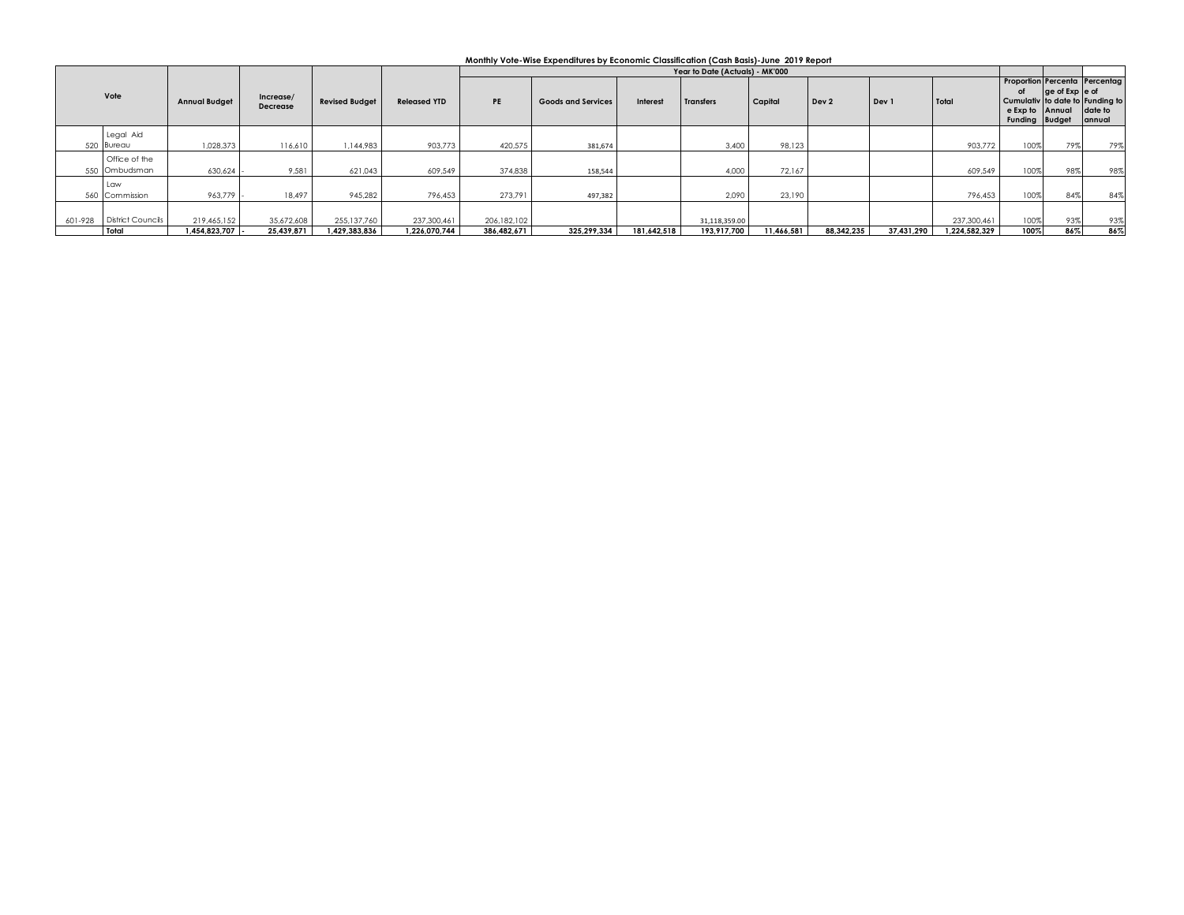**Monthly Vote-Wise Expenditures by Economic Classification (Cash Basis)-June 2019 Report**

| Vote | | Annual Budget | Increase/ Decrease | Revised Budget | Released YTD | Year to Date (Actuals) - MK'000 | | | | | | | | Proportion of Cumulative Exp to Funding | Percentage of Exp to date to Annual Budget | Percentage of Funding to date to annual |
|---|---|---|---|---|---|---|---|---|---|---|---|---|---|---|---|---|
| | | | | | | PE | Goods and Services | Interest | Transfers | Capital | Dev 2 | Dev 1 | Total | | | |
| 520 | Legal Aid Bureau | 1,028,373 | 116,610 | 1,144,983 | 903,773 | 420,575 | 381,674 | | 3,400 | 98,123 | | | 903,772 | 100% | 79% | 79% |
| 550 | Office of the Ombudsman | 630,624 | - 9,581 | 621,043 | 609,549 | 374,838 | 158,544 | | 4,000 | 72,167 | | | 609,549 | 100% | 98% | 98% |
| 560 | Law Commission | 963,779 | - 18,497 | 945,282 | 796,453 | 273,791 | 497,382 | | 2,090 | 23,190 | | | 796,453 | 100% | 84% | 84% |
| 601-928 | District Councils | 219,465,152 | 35,672,608 | 255,137,760 | 237,300,461 | 206,182,102 | | | 31,118,359.00 | | | | 237,300,461 | 100% | 93% | 93% |
| | Total | 1,454,823,707 | - 25,439,871 | 1,429,383,836 | 1,226,070,744 | 386,482,671 | 325,299,334 | 181,642,518 | 193,917,700 | 11,466,581 | 88,342,235 | 37,431,290 | 1,224,582,329 | 100% | 86% | 86% |